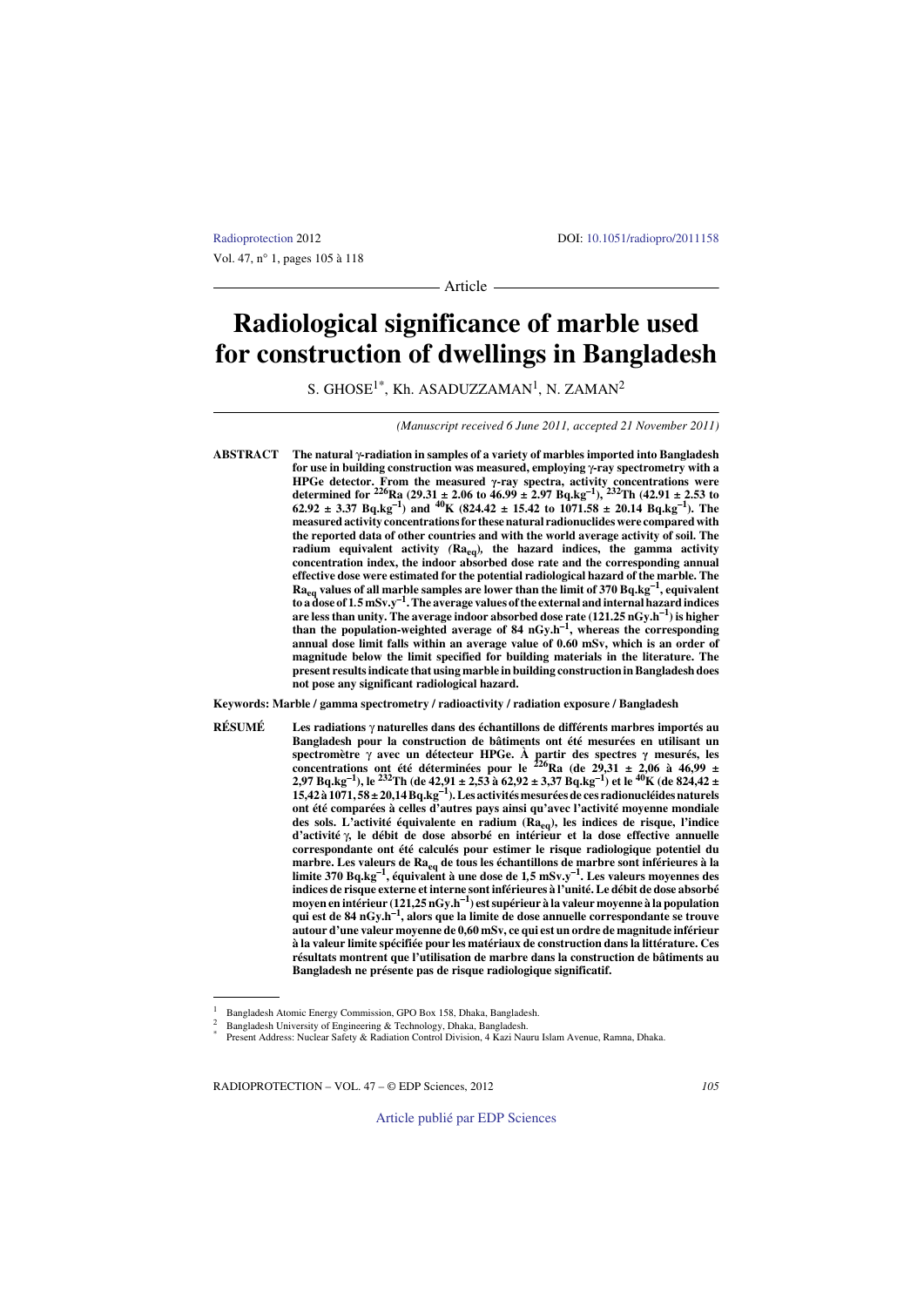Radioprotection 2012 DOI: 10.1051/radiopro/2011158

Vol. 47, n° 1, pages 105 à 118

Article

# Radiological significance of marble used for construction of dwellings in Bangladesh

S. GHOSE[1*], Kh. ASADUZZAMAN[1], N. ZAMAN[2]

*(Manuscript received 6 June 2011, accepted 21 November 2011)*

**ABSTRACT** **The natural γ-radiation in samples of a variety of marbles imported into Bangladesh for use in building construction was measured, employing γ-ray spectrometry with a HPGe detector. From the measured γ-ray spectra, activity concentrations were determined for $^{226}$Ra (29.31 ± 2.06 to 46.99 ± 2.97 Bq.kg$^{-1}$), $^{232}$Th (42.91 ± 2.53 to 62.92 ± 3.37 Bq.kg$^{-1}$) and $^{40}$K (824.42 ± 15.42 to 1071.58 ± 20.14 Bq.kg$^{-1}$). The measured activity concentrations for these natural radionuclides were compared with the reported data of other countries and with the world average activity of soil. The radium equivalent activity (Ra$_{eq}$), the hazard indices, the gamma activity concentration index, the indoor absorbed dose rate and the corresponding annual effective dose were estimated for the potential radiological hazard of the marble. The Ra$_{eq}$ values of all marble samples are lower than the limit of 370 Bq.kg$^{-1}$, equivalent to a dose of 1.5 mSv.y$^{-1}$. The average values of the external and internal hazard indices are less than unity. The average indoor absorbed dose rate (121.25 nGy.h$^{-1}$) is higher than the population-weighted average of 84 nGy.h$^{-1}$, whereas the corresponding annual dose limit falls within an average value of 0.60 mSv, which is an order of magnitude below the limit specified for building materials in the literature. The present results indicate that using marble in building construction in Bangladesh does not pose any significant radiological hazard.**

**Keywords: Marble / gamma spectrometry / radioactivity / radiation exposure / Bangladesh**

**RÉSUMÉ** **Les radiations γ naturelles dans des échantillons de différents marbres importés au Bangladesh pour la construction de bâtiments ont été mesurées en utilisant un spectromètre γ avec un détecteur HPGe. À partir des spectres γ mesurés, les concentrations ont été déterminées pour le $^{226}$Ra (de 29,31 ± 2,06 à 46,99 ± 2,97 Bq.kg$^{-1}$), le $^{232}$Th (de 42,91 ± 2,53 à 62,92 ± 3,37 Bq.kg$^{-1}$) et le $^{40}$K (de 824,42 ± 15,42 à 1071,58 ± 20,14 Bq.kg$^{-1}$). Les activités mesurées de ces radionucléides naturels ont été comparées à celles d'autres pays ainsi qu'avec l'activité moyenne mondiale des sols. L'activité équivalente en radium (Ra$_{eq}$), les indices de risque, l'indice d'activité γ, le débit de dose absorbé en intérieur et la dose effective annuelle correspondante ont été calculés pour estimer le risque radiologique potentiel du marbre. Les valeurs de Ra$_{eq}$ de tous les échantillons de marbre sont inférieures à la limite 370 Bq.kg$^{-1}$, équivalent à une dose de 1,5 mSv.y$^{-1}$. Les valeurs moyennes des indices de risque externe et interne sont inférieures à l'unité. Le débit de dose absorbé moyen en intérieur (121,25 nGy.h$^{-1}$) est supérieur à la valeur moyenne à la population qui est de 84 nGy.h$^{-1}$, alors que la limite de dose annuelle correspondante se trouve autour d'une valeur moyenne de 0,60 mSv, ce qui est un ordre de magnitude inférieur à la valeur limite spécifiée pour les matériaux de construction dans la littérature. Ces résultats montrent que l'utilisation de marbre dans la construction de bâtiments au Bangladesh ne présente pas de risque radiologique significatif.**

---

[1] Bangladesh Atomic Energy Commission, GPO Box 158, Dhaka, Bangladesh.

[2] Bangladesh University of Engineering & Technology, Dhaka, Bangladesh.

[*] Present Address: Nuclear Safety & Radiation Control Division, 4 Kazi Nauru Islam Avenue, Ramna, Dhaka.

Article publié par EDP Sciences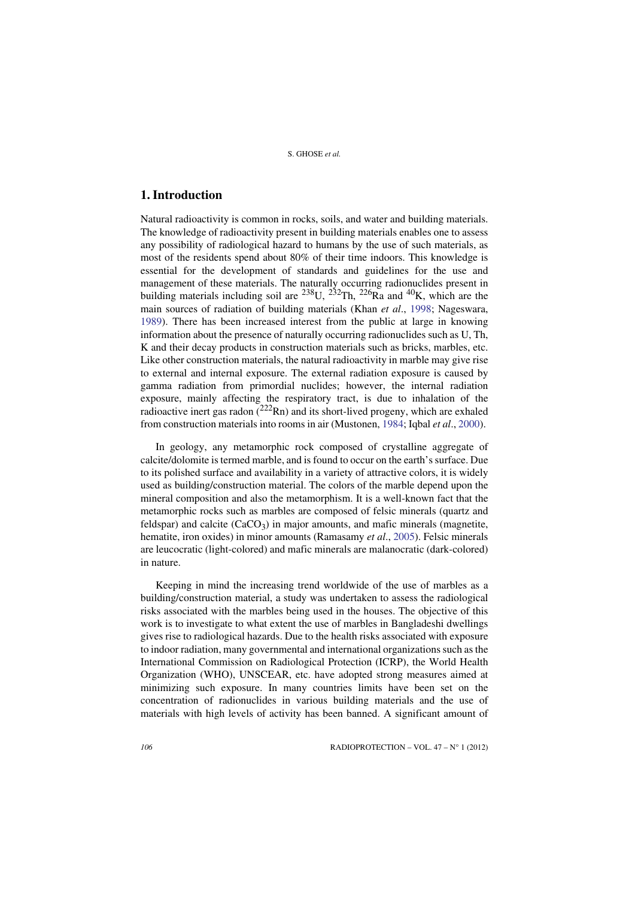## 1. Introduction

Natural radioactivity is common in rocks, soils, and water and building materials. The knowledge of radioactivity present in building materials enables one to assess any possibility of radiological hazard to humans by the use of such materials, as most of the residents spend about 80% of their time indoors. This knowledge is essential for the development of standards and guidelines for the use and management of these materials. The naturally occurring radionuclides present in building materials including soil are $^{238}U$, $^{232}Th$, $^{226}Ra$ and $^{40}K$, which are the main sources of radiation of building materials (Khan *et al*., 1998; Nageswara, 1989). There has been increased interest from the public at large in knowing information about the presence of naturally occurring radionuclides such as U, Th, K and their decay products in construction materials such as bricks, marbles, etc. Like other construction materials, the natural radioactivity in marble may give rise to external and internal exposure. The external radiation exposure is caused by gamma radiation from primordial nuclides; however, the internal radiation exposure, mainly affecting the respiratory tract, is due to inhalation of the radioactive inert gas radon ($^{222}Rn$) and its short-lived progeny, which are exhaled from construction materials into rooms in air (Mustonen, 1984; Iqbal *et al*., 2000).

In geology, any metamorphic rock composed of crystalline aggregate of calcite/dolomite is termed marble, and is found to occur on the earth's surface. Due to its polished surface and availability in a variety of attractive colors, it is widely used as building/construction material. The colors of the marble depend upon the mineral composition and also the metamorphism. It is a well-known fact that the metamorphic rocks such as marbles are composed of felsic minerals (quartz and feldspar) and calcite ($CaCO_3$) in major amounts, and mafic minerals (magnetite, hematite, iron oxides) in minor amounts (Ramasamy *et al*., 2005). Felsic minerals are leucocratic (light-colored) and mafic minerals are malanocratic (dark-colored) in nature.

Keeping in mind the increasing trend worldwide of the use of marbles as a building/construction material, a study was undertaken to assess the radiological risks associated with the marbles being used in the houses. The objective of this work is to investigate to what extent the use of marbles in Bangladeshi dwellings gives rise to radiological hazards. Due to the health risks associated with exposure to indoor radiation, many governmental and international organizations such as the International Commission on Radiological Protection (ICRP), the World Health Organization (WHO), UNSCEAR, etc. have adopted strong measures aimed at minimizing such exposure. In many countries limits have been set on the concentration of radionuclides in various building materials and the use of materials with high levels of activity has been banned. A significant amount of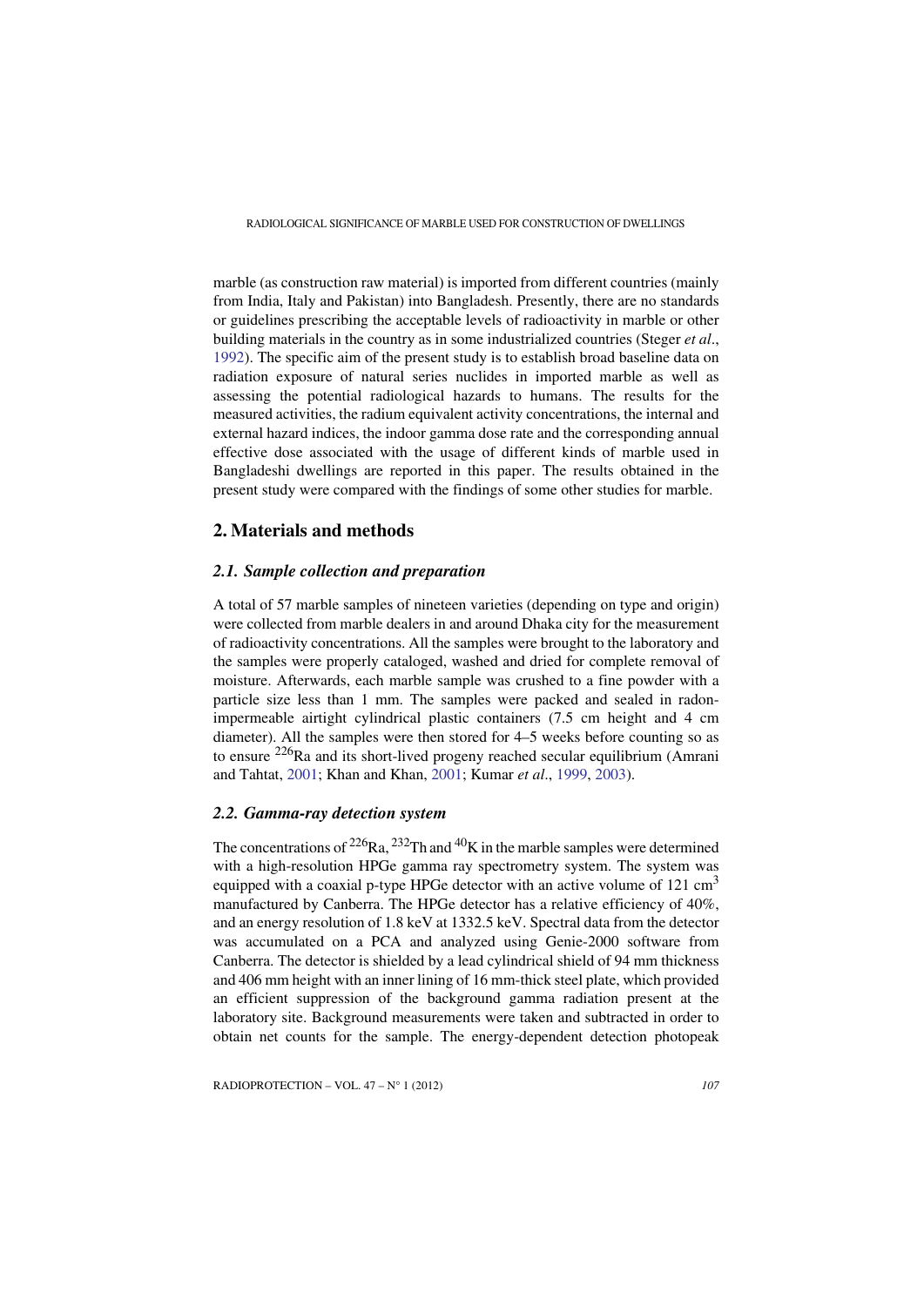marble (as construction raw material) is imported from different countries (mainly from India, Italy and Pakistan) into Bangladesh. Presently, there are no standards or guidelines prescribing the acceptable levels of radioactivity in marble or other building materials in the country as in some industrialized countries (Steger *et al*., 1992). The specific aim of the present study is to establish broad baseline data on radiation exposure of natural series nuclides in imported marble as well as assessing the potential radiological hazards to humans. The results for the measured activities, the radium equivalent activity concentrations, the internal and external hazard indices, the indoor gamma dose rate and the corresponding annual effective dose associated with the usage of different kinds of marble used in Bangladeshi dwellings are reported in this paper. The results obtained in the present study were compared with the findings of some other studies for marble.

## 2. Materials and methods

### 2.1. Sample collection and preparation

A total of 57 marble samples of nineteen varieties (depending on type and origin) were collected from marble dealers in and around Dhaka city for the measurement of radioactivity concentrations. All the samples were brought to the laboratory and the samples were properly cataloged, washed and dried for complete removal of moisture. Afterwards, each marble sample was crushed to a fine powder with a particle size less than 1 mm. The samples were packed and sealed in radon-impermeable airtight cylindrical plastic containers (7.5 cm height and 4 cm diameter). All the samples were then stored for 4–5 weeks before counting so as to ensure $^{226}$Ra and its short-lived progeny reached secular equilibrium (Amrani and Tahtat, 2001; Khan and Khan, 2001; Kumar *et al*., 1999, 2003).

### 2.2. Gamma-ray detection system

The concentrations of $^{226}$Ra, $^{232}$Th and $^{40}$K in the marble samples were determined with a high-resolution HPGe gamma ray spectrometry system. The system was equipped with a coaxial p-type HPGe detector with an active volume of 121 cm$^3$ manufactured by Canberra. The HPGe detector has a relative efficiency of 40%, and an energy resolution of 1.8 keV at 1332.5 keV. Spectral data from the detector was accumulated on a PCA and analyzed using Genie-2000 software from Canberra. The detector is shielded by a lead cylindrical shield of 94 mm thickness and 406 mm height with an inner lining of 16 mm-thick steel plate, which provided an efficient suppression of the background gamma radiation present at the laboratory site. Background measurements were taken and subtracted in order to obtain net counts for the sample. The energy-dependent detection photopeak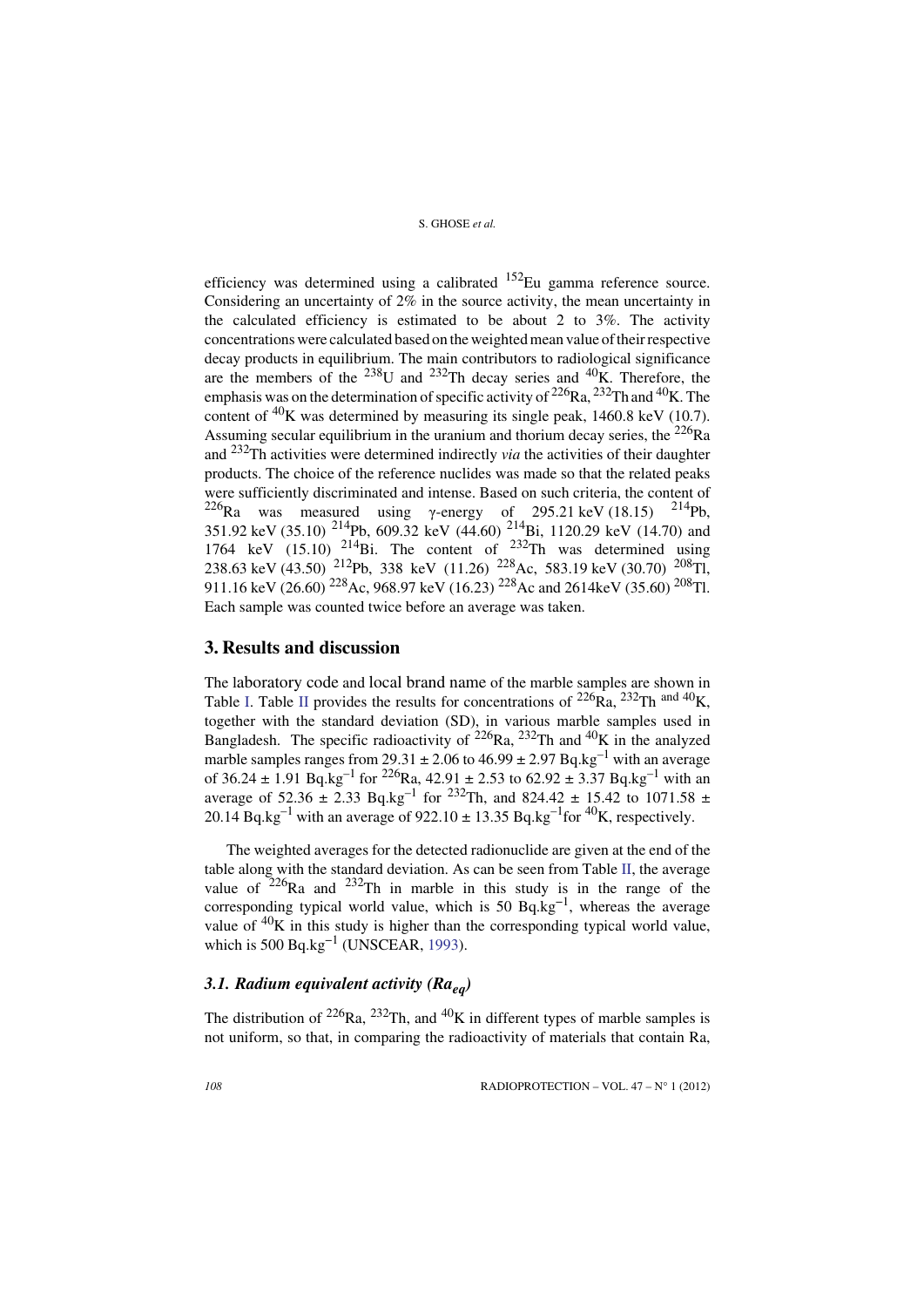efficiency was determined using a calibrated $^{152}$Eu gamma reference source. Considering an uncertainty of 2% in the source activity, the mean uncertainty in the calculated efficiency is estimated to be about 2 to 3%. The activity concentrations were calculated based on the weighted mean value of their respective decay products in equilibrium. The main contributors to radiological significance are the members of the $^{238}$U and $^{232}$Th decay series and $^{40}$K. Therefore, the emphasis was on the determination of specific activity of $^{226}$Ra, $^{232}$Th and $^{40}$K. The content of $^{40}$K was determined by measuring its single peak, 1460.8 keV (10.7). Assuming secular equilibrium in the uranium and thorium decay series, the $^{226}$Ra and $^{232}$Th activities were determined indirectly *via* the activities of their daughter products. The choice of the reference nuclides was made so that the related peaks were sufficiently discriminated and intense. Based on such criteria, the content of $^{226}$Ra was measured using γ-energy of 295.21 keV (18.15) $^{214}$Pb, 351.92 keV (35.10) $^{214}$Pb, 609.32 keV (44.60) $^{214}$Bi, 1120.29 keV (14.70) and 1764 keV (15.10) $^{214}$Bi. The content of $^{232}$Th was determined using 238.63 keV (43.50) $^{212}$Pb, 338 keV (11.26) $^{228}$Ac, 583.19 keV (30.70) $^{208}$Tl, 911.16 keV (26.60) $^{228}$Ac, 968.97 keV (16.23) $^{228}$Ac and 2614keV (35.60) $^{208}$Tl. Each sample was counted twice before an average was taken.

## 3. Results and discussion

The laboratory code and local brand name of the marble samples are shown in Table I. Table II provides the results for concentrations of $^{226}$Ra, $^{232}$Th and $^{40}$K, together with the standard deviation (SD), in various marble samples used in Bangladesh. The specific radioactivity of $^{226}$Ra, $^{232}$Th and $^{40}$K in the analyzed marble samples ranges from 29.31 ± 2.06 to 46.99 ± 2.97 Bq.kg$^{-1}$ with an average of 36.24 ± 1.91 Bq.kg$^{-1}$ for $^{226}$Ra, 42.91 ± 2.53 to 62.92 ± 3.37 Bq.kg$^{-1}$ with an average of 52.36 ± 2.33 Bq.kg$^{-1}$ for $^{232}$Th, and 824.42 ± 15.42 to 1071.58 ± 20.14 Bq.kg$^{-1}$ with an average of 922.10 ± 13.35 Bq.kg$^{-1}$ for $^{40}$K, respectively.

The weighted averages for the detected radionuclide are given at the end of the table along with the standard deviation. As can be seen from Table II, the average value of $^{226}$Ra and $^{232}$Th in marble in this study is in the range of the corresponding typical world value, which is 50 Bq.kg$^{-1}$, whereas the average value of $^{40}$K in this study is higher than the corresponding typical world value, which is 500 Bq.kg$^{-1}$ (UNSCEAR, 1993).

### 3.1. Radium equivalent activity ($Ra_{eq}$)

The distribution of $^{226}$Ra, $^{232}$Th, and $^{40}$K in different types of marble samples is not uniform, so that, in comparing the radioactivity of materials that contain Ra,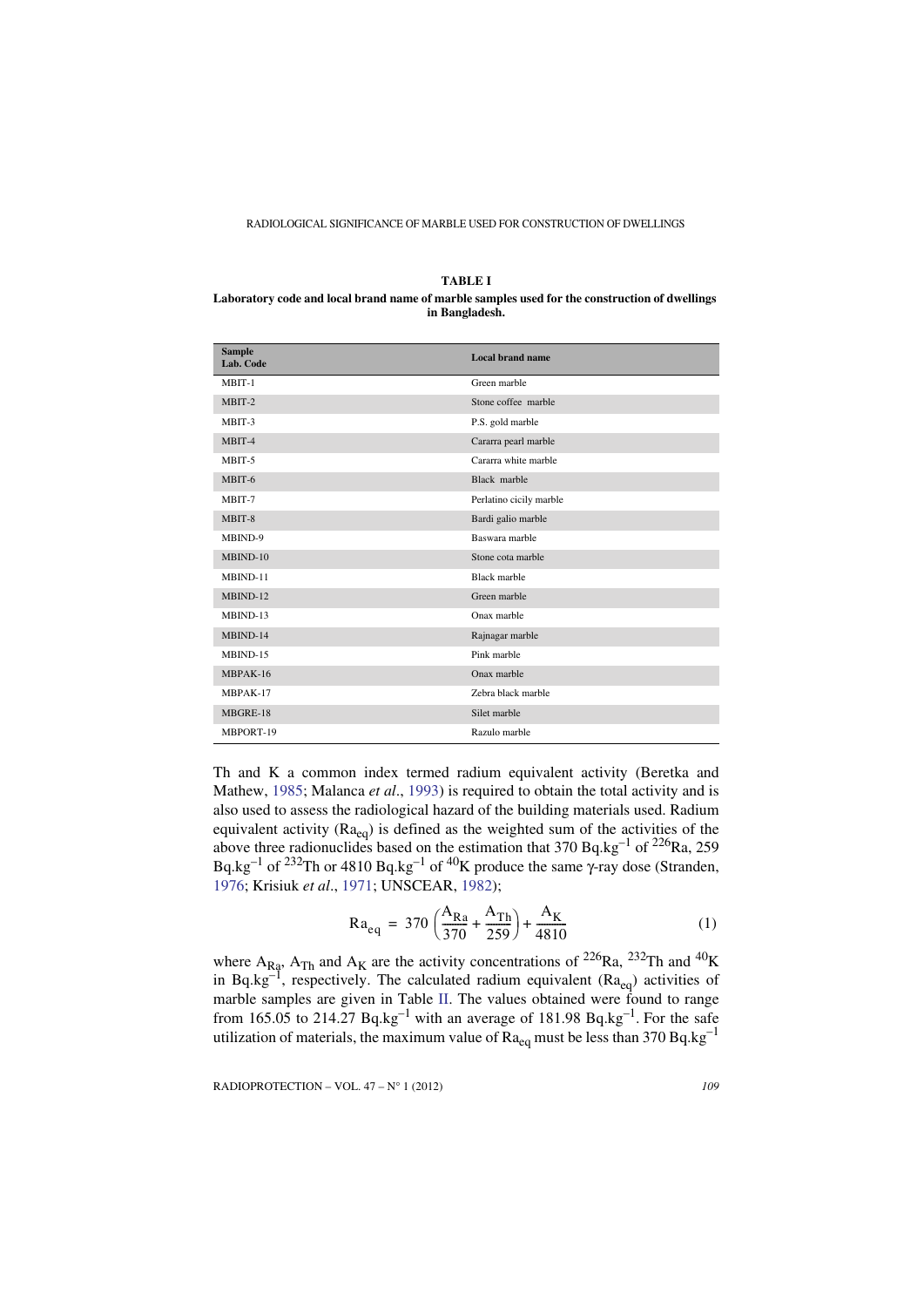**TABLE I**

**Laboratory code and local brand name of marble samples used for the construction of dwellings in Bangladesh.**

| Sample Lab. Code | Local brand name |
|---|---|
| MBIT-1 | Green marble |
| MBIT-2 | Stone coffee marble |
| MBIT-3 | P.S. gold marble |
| MBIT-4 | Cararra pearl marble |
| MBIT-5 | Cararra white marble |
| MBIT-6 | Black marble |
| MBIT-7 | Perlatino cicily marble |
| MBIT-8 | Bardi galio marble |
| MBIND-9 | Baswara marble |
| MBIND-10 | Stone cota marble |
| MBIND-11 | Black marble |
| MBIND-12 | Green marble |
| MBIND-13 | Onax marble |
| MBIND-14 | Rajnagar marble |
| MBIND-15 | Pink marble |
| MBPAK-16 | Onax marble |
| MBPAK-17 | Zebra black marble |
| MBGRE-18 | Silet marble |
| MBPORT-19 | Razulo marble |

Th and K a common index termed radium equivalent activity (Beretka and Mathew, 1985; Malanca *et al*., 1993) is required to obtain the total activity and is also used to assess the radiological hazard of the building materials used. Radium equivalent activity ($Ra_{eq}$) is defined as the weighted sum of the activities of the above three radionuclides based on the estimation that 370 $Bq.kg^{-1}$ of $^{226}Ra$, 259 $Bq.kg^{-1}$ of $^{232}Th$ or 4810 $Bq.kg^{-1}$ of $^{40}K$ produce the same γ-ray dose (Stranden, 1976; Krisiuk *et al*., 1971; UNSCEAR, 1982);

$$Ra_{eq} = 370\left(\frac{A_{Ra}}{370} + \frac{A_{Th}}{259}\right) + \frac{A_K}{4810} \tag{1}$$

where $A_{Ra}$, $A_{Th}$ and $A_K$ are the activity concentrations of $^{226}Ra$, $^{232}Th$ and $^{40}K$ in $Bq.kg^{-1}$, respectively. The calculated radium equivalent ($Ra_{eq}$) activities of marble samples are given in Table II. The values obtained were found to range from 165.05 to 214.27 $Bq.kg^{-1}$ with an average of 181.98 $Bq.kg^{-1}$. For the safe utilization of materials, the maximum value of $Ra_{eq}$ must be less than 370 $Bq.kg^{-1}$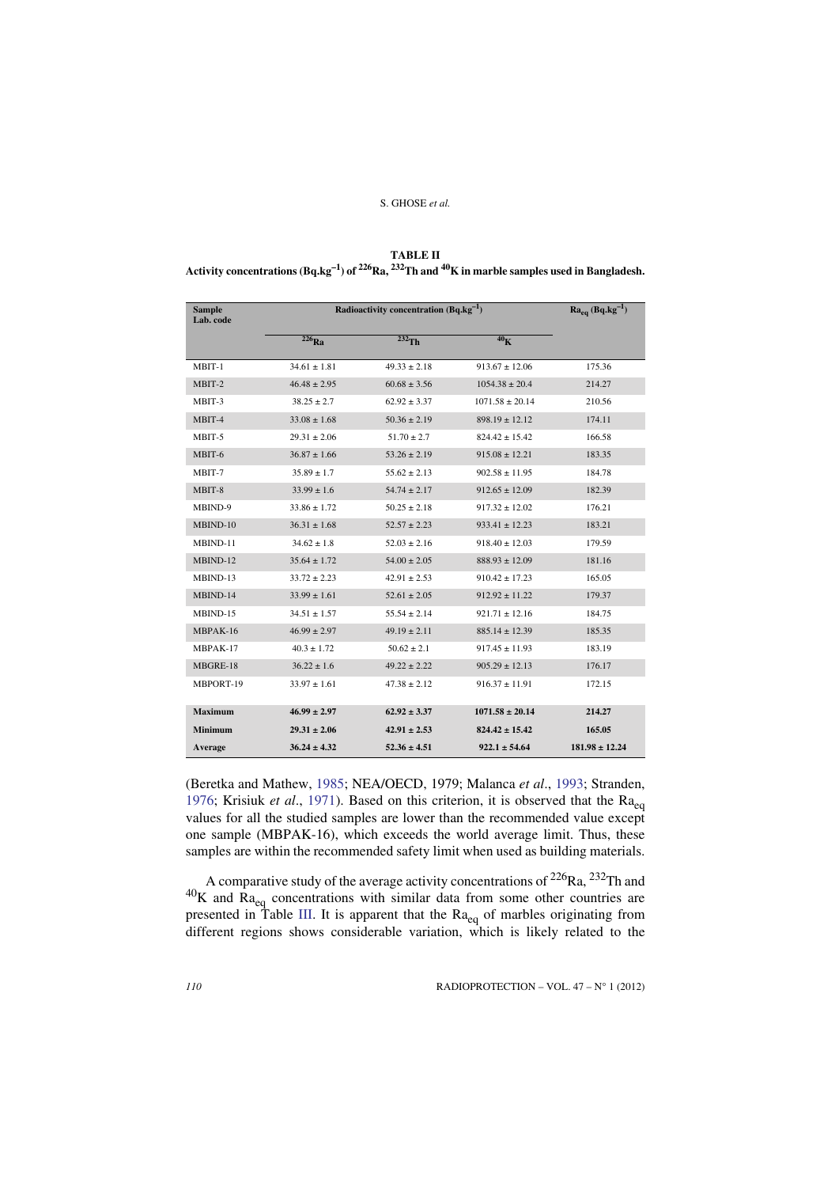**TABLE II**
**Activity concentrations ($Bq.kg^{-1}$) of $^{226}Ra$, $^{232}Th$ and $^{40}K$ in marble samples used in Bangladesh.**

| Sample Lab. code | Radioactivity concentration ($Bq.kg^{-1}$) | | | $Ra_{eq}$ ($Bq.kg^{-1}$) |
|---|---|---|---|---|
| | $^{226}Ra$ | $^{232}Th$ | $^{40}K$ | |
| MBIT-1 | 34.61 ± 1.81 | 49.33 ± 2.18 | 913.67 ± 12.06 | 175.36 |
| MBIT-2 | 46.48 ± 2.95 | 60.68 ± 3.56 | 1054.38 ± 20.4 | 214.27 |
| MBIT-3 | 38.25 ± 2.7 | 62.92 ± 3.37 | 1071.58 ± 20.14 | 210.56 |
| MBIT-4 | 33.08 ± 1.68 | 50.36 ± 2.19 | 898.19 ± 12.12 | 174.11 |
| MBIT-5 | 29.31 ± 2.06 | 51.70 ± 2.7 | 824.42 ± 15.42 | 166.58 |
| MBIT-6 | 36.87 ± 1.66 | 53.26 ± 2.19 | 915.08 ± 12.21 | 183.35 |
| MBIT-7 | 35.89 ± 1.7 | 55.62 ± 2.13 | 902.58 ± 11.95 | 184.78 |
| MBIT-8 | 33.99 ± 1.6 | 54.74 ± 2.17 | 912.65 ± 12.09 | 182.39 |
| MBIND-9 | 33.86 ± 1.72 | 50.25 ± 2.18 | 917.32 ± 12.02 | 176.21 |
| MBIND-10 | 36.31 ± 1.68 | 52.57 ± 2.23 | 933.41 ± 12.23 | 183.21 |
| MBIND-11 | 34.62 ± 1.8 | 52.03 ± 2.16 | 918.40 ± 12.03 | 179.59 |
| MBIND-12 | 35.64 ± 1.72 | 54.00 ± 2.05 | 888.93 ± 12.09 | 181.16 |
| MBIND-13 | 33.72 ± 2.23 | 42.91 ± 2.53 | 910.42 ± 17.23 | 165.05 |
| MBIND-14 | 33.99 ± 1.61 | 52.61 ± 2.05 | 912.92 ± 11.22 | 179.37 |
| MBIND-15 | 34.51 ± 1.57 | 55.54 ± 2.14 | 921.71 ± 12.16 | 184.75 |
| MBPAK-16 | 46.99 ± 2.97 | 49.19 ± 2.11 | 885.14 ± 12.39 | 185.35 |
| MBPAK-17 | 40.3 ± 1.72 | 50.62 ± 2.1 | 917.45 ± 11.93 | 183.19 |
| MBGRE-18 | 36.22 ± 1.6 | 49.22 ± 2.22 | 905.29 ± 12.13 | 176.17 |
| MBPORT-19 | 33.97 ± 1.61 | 47.38 ± 2.12 | 916.37 ± 11.91 | 172.15 |
| **Maximum** | **46.99 ± 2.97** | **62.92 ± 3.37** | **1071.58 ± 20.14** | **214.27** |
| **Minimum** | **29.31 ± 2.06** | **42.91 ± 2.53** | **824.42 ± 15.42** | **165.05** |
| **Average** | **36.24 ± 4.32** | **52.36 ± 4.51** | **922.1 ± 54.64** | **181.98 ± 12.24** |

(Beretka and Mathew, 1985; NEA/OECD, 1979; Malanca *et al*., 1993; Stranden, 1976; Krisiuk *et al*., 1971). Based on this criterion, it is observed that the $Ra_{eq}$ values for all the studied samples are lower than the recommended value except one sample (MBPAK-16), which exceeds the world average limit. Thus, these samples are within the recommended safety limit when used as building materials.

A comparative study of the average activity concentrations of $^{226}Ra$, $^{232}Th$ and $^{40}K$ and $Ra_{eq}$ concentrations with similar data from some other countries are presented in Table III. It is apparent that the $Ra_{eq}$ of marbles originating from different regions shows considerable variation, which is likely related to the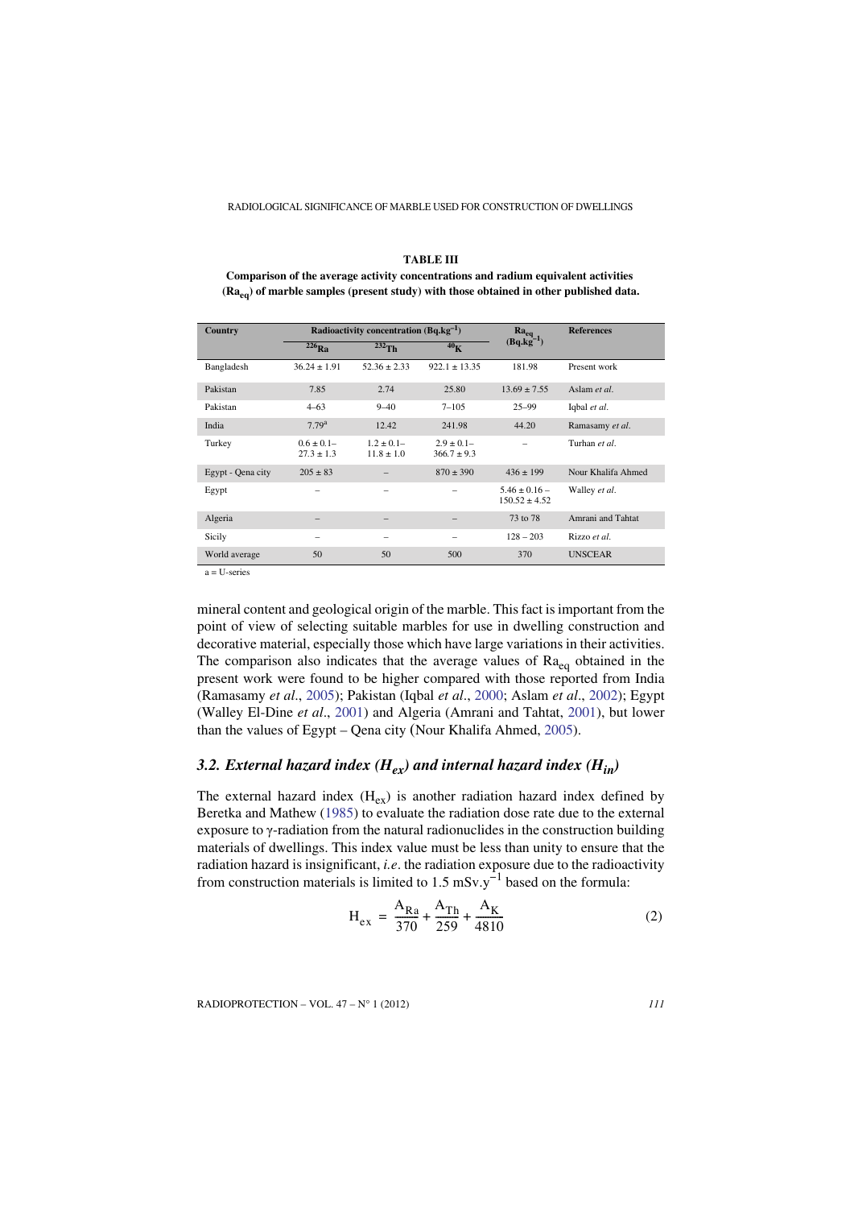**TABLE III**

**Comparison of the average activity concentrations and radium equivalent activities ($Ra_{eq}$) of marble samples (present study) with those obtained in other published data.**

| Country | Radioactivity concentration ($Bq.kg^{-1}$) | | | $Ra_{eq}$ ($Bq.kg^{-1}$) | References |
|---|---|---|---|---|---|
| | $^{226}Ra$ | $^{232}Th$ | $^{40}K$ | | |
| Bangladesh | 36.24 ± 1.91 | 52.36 ± 2.33 | 922.1 ± 13.35 | 181.98 | Present work |
| Pakistan | 7.85 | 2.74 | 25.80 | 13.69 ± 7.55 | Aslam *et al.* |
| Pakistan | 4–63 | 9–40 | 7–105 | 25–99 | Iqbal *et al.* |
| India | 7.79[a] | 12.42 | 241.98 | 44.20 | Ramasamy *et al.* |
| Turkey | 0.6 ± 0.1– 27.3 ± 1.3 | 1.2 ± 0.1– 11.8 ± 1.0 | 2.9 ± 0.1– 366.7 ± 9.3 | – | Turhan *et al.* |
| Egypt - Qena city | 205 ± 83 | – | 870 ± 390 | 436 ± 199 | Nour Khalifa Ahmed |
| Egypt | – | – | – | 5.46 ± 0.16 – 150.52 ± 4.52 | Walley *et al.* |
| Algeria | – | – | – | 73 to 78 | Amrani and Tahtat |
| Sicily | – | – | – | 128 – 203 | Rizzo *et al.* |
| World average | 50 | 50 | 500 | 370 | UNSCEAR |

a = U-series

mineral content and geological origin of the marble. This fact is important from the point of view of selecting suitable marbles for use in dwelling construction and decorative material, especially those which have large variations in their activities. The comparison also indicates that the average values of $Ra_{eq}$ obtained in the present work were found to be higher compared with those reported from India (Ramasamy *et al.*, 2005); Pakistan (Iqbal *et al.*, 2000; Aslam *et al.*, 2002); Egypt (Walley El-Dine *et al.*, 2001) and Algeria (Amrani and Tahtat, 2001), but lower than the values of Egypt – Qena city (Nour Khalifa Ahmed, 2005).

### 3.2. External hazard index ($H_{ex}$) and internal hazard index ($H_{in}$)

The external hazard index ($H_{ex}$) is another radiation hazard index defined by Beretka and Mathew (1985) to evaluate the radiation dose rate due to the external exposure to γ-radiation from the natural radionuclides in the construction building materials of dwellings. This index value must be less than unity to ensure that the radiation hazard is insignificant, *i.e.* the radiation exposure due to the radioactivity from construction materials is limited to 1.5 $mSv.y^{-1}$ based on the formula:

$$H_{ex} = \frac{A_{Ra}}{370} + \frac{A_{Th}}{259} + \frac{A_K}{4810} \tag{2}$$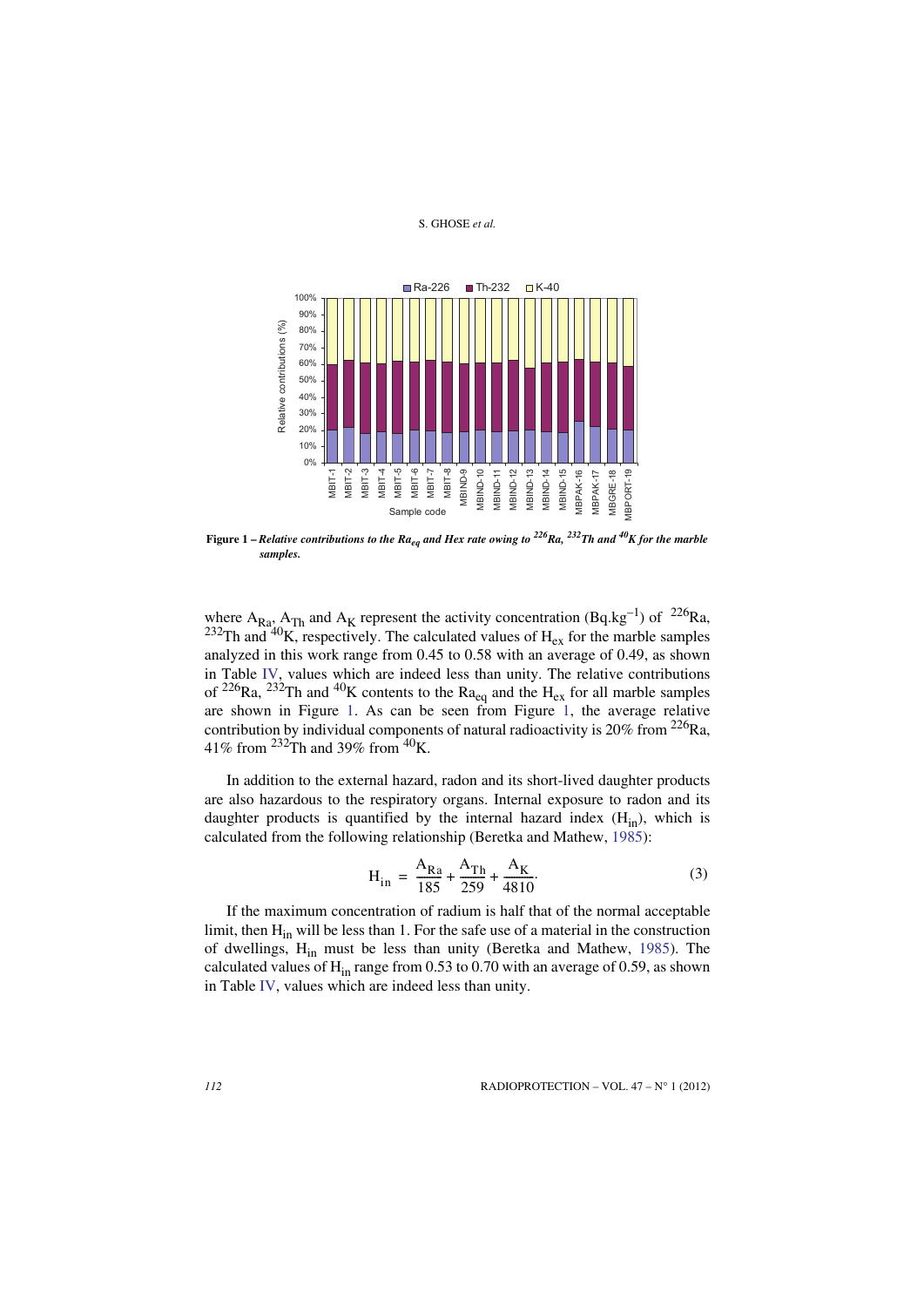**Figure 1** – *Relative contributions to the $Ra_{eq}$ and Hex rate owing to $^{226}Ra$, $^{232}Th$ and $^{40}K$ for the marble samples.*

where $A_{Ra}$, $A_{Th}$ and $A_K$ represent the activity concentration ($Bq.kg^{-1}$) of $^{226}Ra$, $^{232}Th$ and $^{40}K$, respectively. The calculated values of $H_{ex}$ for the marble samples analyzed in this work range from 0.45 to 0.58 with an average of 0.49, as shown in Table IV, values which are indeed less than unity. The relative contributions of $^{226}Ra$, $^{232}Th$ and $^{40}K$ contents to the $Ra_{eq}$ and the $H_{ex}$ for all marble samples are shown in Figure 1. As can be seen from Figure 1, the average relative contribution by individual components of natural radioactivity is 20% from $^{226}Ra$, 41% from $^{232}Th$ and 39% from $^{40}K$.

In addition to the external hazard, radon and its short-lived daughter products are also hazardous to the respiratory organs. Internal exposure to radon and its daughter products is quantified by the internal hazard index ($H_{in}$), which is calculated from the following relationship (Beretka and Mathew, 1985):

$$H_{in} = \frac{A_{Ra}}{185} + \frac{A_{Th}}{259} + \frac{A_K}{4810}. \tag{3}$$

If the maximum concentration of radium is half that of the normal acceptable limit, then $H_{in}$ will be less than 1. For the safe use of a material in the construction of dwellings, $H_{in}$ must be less than unity (Beretka and Mathew, 1985). The calculated values of $H_{in}$ range from 0.53 to 0.70 with an average of 0.59, as shown in Table IV, values which are indeed less than unity.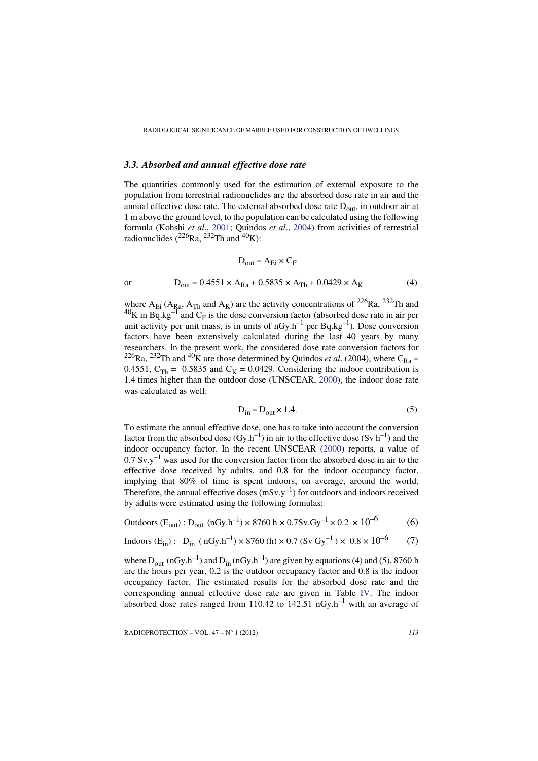### *3.3. Absorbed and annual effective dose rate*

The quantities commonly used for the estimation of external exposure to the population from terrestrial radionuclides are the absorbed dose rate in air and the annual effective dose rate. The external absorbed dose rate $D_{out}$, in outdoor air at 1 m above the ground level, to the population can be calculated using the following formula (Kohshi *et al*., 2001; Quindos *et al*., 2004) from activities of terrestrial radionuclides ($^{226}$Ra, $^{232}$Th and $^{40}$K):

$$D_{out} = A_{Ei} \times C_F$$

or
$$D_{out} = 0.4551 \times A_{Ra} + 0.5835 \times A_{Th} + 0.0429 \times A_K \qquad (4)$$

where $A_{Ei}$ ($A_{Ra}$, $A_{Th}$ and $A_K$) are the activity concentrations of $^{226}$Ra, $^{232}$Th and $^{40}$K in $Bq.kg^{-1}$ and $C_F$ is the dose conversion factor (absorbed dose rate in air per unit activity per unit mass, is in units of $nGy.h^{-1}$ per $Bq.kg^{-1}$). Dose conversion factors have been extensively calculated during the last 40 years by many researchers. In the present work, the considered dose rate conversion factors for $^{226}$Ra, $^{232}$Th and $^{40}$K are those determined by Quindos *et al*. (2004), where $C_{Ra}$ = 0.4551, $C_{Th}$ = 0.5835 and $C_K$ = 0.0429. Considering the indoor contribution is 1.4 times higher than the outdoor dose (UNSCEAR, 2000), the indoor dose rate was calculated as well:

$$D_{in} = D_{out} \times 1.4. \qquad (5)$$

To estimate the annual effective dose, one has to take into account the conversion factor from the absorbed dose ($Gy.h^{-1}$) in air to the effective dose ($Sv\ h^{-1}$) and the indoor occupancy factor. In the recent UNSCEAR (2000) reports, a value of 0.7 $Sv.y^{-1}$ was used for the conversion factor from the absorbed dose in air to the effective dose received by adults, and 0.8 for the indoor occupancy factor, implying that 80% of time is spent indoors, on average, around the world. Therefore, the annual effective doses ($mSv.y^{-1}$) for outdoors and indoors received by adults were estimated using the following formulas:

$$\text{Outdoors } (E_{out}) : D_{out}\ (nGy.h^{-1}) \times 8760\ h \times 0.7 Sv.Gy^{-1} \times 0.2\ \times 10^{-6} \qquad (6)$$

$$\text{Indoors } (E_{in}) : \ D_{in}\ (nGy.h^{-1}) \times 8760\ (h) \times 0.7\ (Sv\ Gy^{-1}) \times\ 0.8 \times 10^{-6} \qquad (7)$$

where $D_{out}$ ($nGy.h^{-1}$) and $D_{in}$ ($nGy.h^{-1}$) are given by equations (4) and (5), 8760 h are the hours per year, 0.2 is the outdoor occupancy factor and 0.8 is the indoor occupancy factor. The estimated results for the absorbed dose rate and the corresponding annual effective dose rate are given in Table IV. The indoor absorbed dose rates ranged from 110.42 to 142.51 $nGy.h^{-1}$ with an average of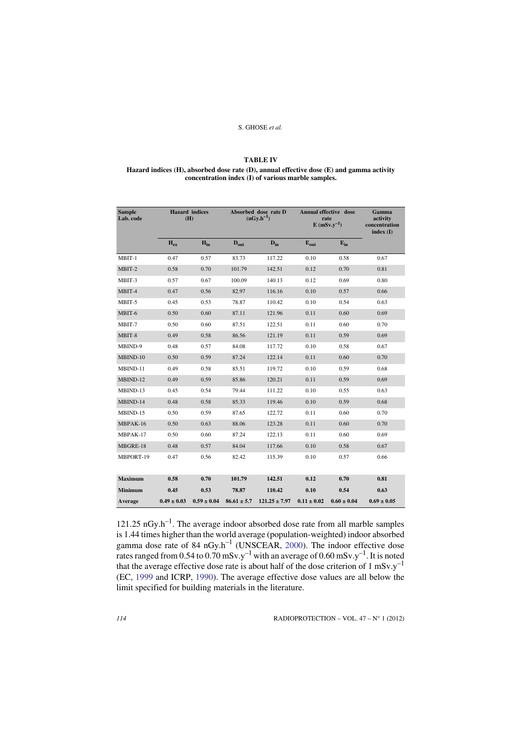**TABLE IV**

**Hazard indices (H), absorbed dose rate (D), annual effective dose (E) and gamma activity concentration index (I) of various marble samples.**

| Sample Lab. code | Hazard indices (H) | | Absorbed dose rate D ($nGy.h^{-1}$) | | Annual effective dose rate E ($mSv.y^{-1}$) | | Gamma activity concentration index (I) |
|---|---|---|---|---|---|---|---|
| | $H_{ex}$ | $H_{in}$ | $D_{out}$ | $D_{in}$ | $E_{out}$ | $E_{in}$ | |
| MBIT-1 | 0.47 | 0.57 | 83.73 | 117.22 | 0.10 | 0.58 | 0.67 |
| MBIT-2 | 0.58 | 0.70 | 101.79 | 142.51 | 0.12 | 0.70 | 0.81 |
| MBIT-3 | 0.57 | 0.67 | 100.09 | 140.13 | 0.12 | 0.69 | 0.80 |
| MBIT-4 | 0.47 | 0.56 | 82.97 | 116.16 | 0.10 | 0.57 | 0.66 |
| MBIT-5 | 0.45 | 0.53 | 78.87 | 110.42 | 0.10 | 0.54 | 0.63 |
| MBIT-6 | 0.50 | 0.60 | 87.11 | 121.96 | 0.11 | 0.60 | 0.69 |
| MBIT-7 | 0.50 | 0.60 | 87.51 | 122.51 | 0.11 | 0.60 | 0.70 |
| MBIT-8 | 0.49 | 0.58 | 86.56 | 121.19 | 0.11 | 0.59 | 0.69 |
| MBIND-9 | 0.48 | 0.57 | 84.08 | 117.72 | 0.10 | 0.58 | 0.67 |
| MBIND-10 | 0.50 | 0.59 | 87.24 | 122.14 | 0.11 | 0.60 | 0.70 |
| MBIND-11 | 0.49 | 0.58 | 85.51 | 119.72 | 0.10 | 0.59 | 0.68 |
| MBIND-12 | 0.49 | 0.59 | 85.86 | 120.21 | 0.11 | 0.59 | 0.69 |
| MBIND-13 | 0.45 | 0.54 | 79.44 | 111.22 | 0.10 | 0.55 | 0.63 |
| MBIND-14 | 0.48 | 0.58 | 85.33 | 119.46 | 0.10 | 0.59 | 0.68 |
| MBIND-15 | 0.50 | 0.59 | 87.65 | 122.72 | 0.11 | 0.60 | 0.70 |
| MBPAK-16 | 0.50 | 0.63 | 88.06 | 123.28 | 0.11 | 0.60 | 0.70 |
| MBPAK-17 | 0.50 | 0.60 | 87.24 | 122.13 | 0.11 | 0.60 | 0.69 |
| MBGRE-18 | 0.48 | 0.57 | 84.04 | 117.66 | 0.10 | 0.58 | 0.67 |
| MBPORT-19 | 0.47 | 0.56 | 82.42 | 115.39 | 0.10 | 0.57 | 0.66 |
| **Maximum** | **0.58** | **0.70** | **101.79** | **142.51** | **0.12** | **0.70** | **0.81** |
| **Minimum** | **0.45** | **0.53** | **78.87** | **110.42** | **0.10** | **0.54** | **0.63** |
| **Average** | **0.49 ± 0.03** | **0.59 ± 0.04** | **86.61 ± 5.7** | **121.25 ± 7.97** | **0.11 ± 0.02** | **0.60 ± 0.04** | **0.69 ± 0.05** |

121.25 $nGy.h^{-1}$. The average indoor absorbed dose rate from all marble samples is 1.44 times higher than the world average (population-weighted) indoor absorbed gamma dose rate of 84 $nGy.h^{-1}$ (UNSCEAR, 2000). The indoor effective dose rates ranged from 0.54 to 0.70 $mSv.y^{-1}$ with an average of 0.60 $mSv.y^{-1}$. It is noted that the average effective dose rate is about half of the dose criterion of 1 $mSv.y^{-1}$ (EC, 1999 and ICRP, 1990). The average effective dose values are all below the limit specified for building materials in the literature.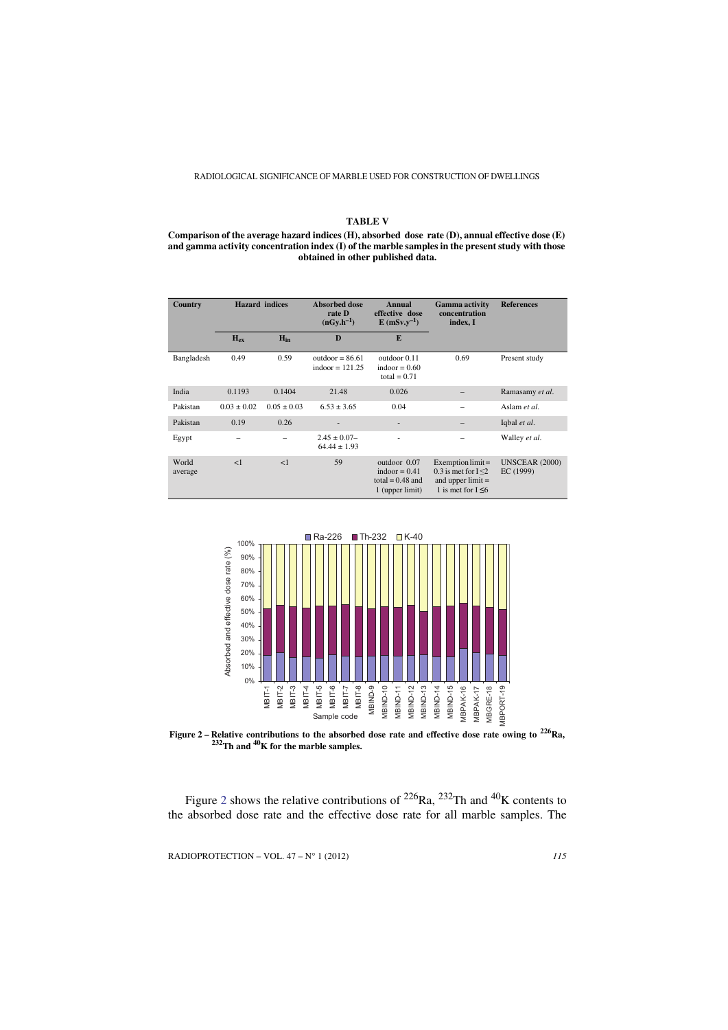**TABLE V**

**Comparison of the average hazard indices (H), absorbed dose rate (D), annual effective dose (E) and gamma activity concentration index (I) of the marble samples in the present study with those obtained in other published data.**

| Country | Hazard indices | | Absorbed dose rate D ($nGy.h^{-1}$) | Annual effective dose E ($mSv.y^{-1}$) | Gamma activity concentration index, I | References |
|---|---|---|---|---|---|---|
| | $H_{ex}$ | $H_{in}$ | D | E | | |
| Bangladesh | 0.49 | 0.59 | outdoor = 86.61 indoor = 121.25 | outdoor 0.11 indoor = 0.60 total = 0.71 | 0.69 | Present study |
| India | 0.1193 | 0.1404 | 21.48 | 0.026 | – | Ramasamy *et al.* |
| Pakistan | 0.03 ± 0.02 | 0.05 ± 0.03 | 6.53 ± 3.65 | 0.04 | – | Aslam *et al.* |
| Pakistan | 0.19 | 0.26 | - | - | – | Iqbal *et al.* |
| Egypt | – | – | 2.45 ± 0.07– 64.44 ± 1.93 | - | – | Walley *et al.* |
| World average | <1 | <1 | 59 | outdoor 0.07 indoor = 0.41 total = 0.48 and 1 (upper limit) | Exemption limit = 0.3 is met for I ≤2 and upper limit = 1 is met for I ≤6 | UNSCEAR (2000) EC (1999) |

**Figure 2 – Relative contributions to the absorbed dose rate and effective dose rate owing to $^{226}Ra$, $^{232}Th$ and $^{40}K$ for the marble samples.**

Figure 2 shows the relative contributions of $^{226}Ra$, $^{232}Th$ and $^{40}K$ contents to the absorbed dose rate and the effective dose rate for all marble samples. The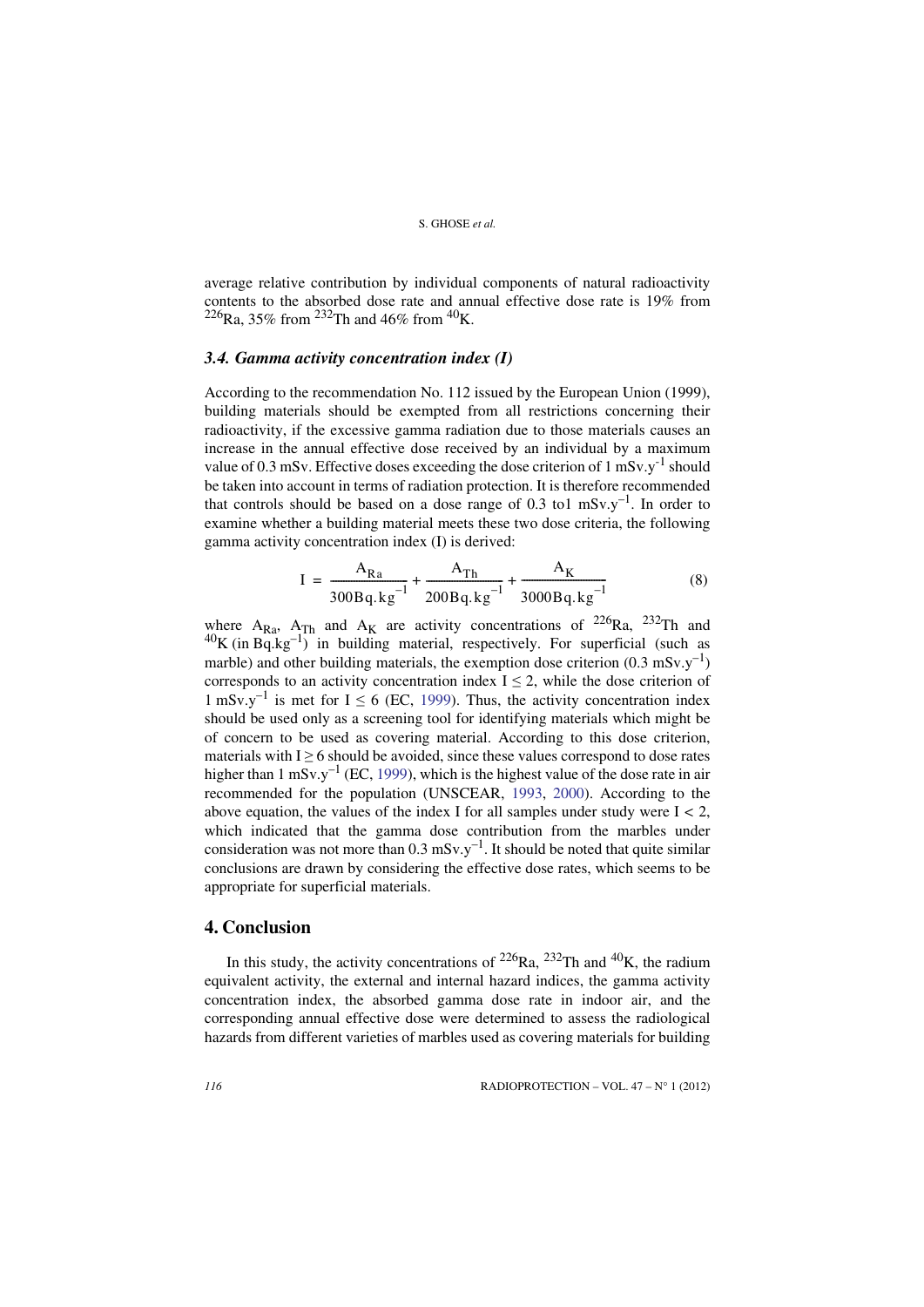average relative contribution by individual components of natural radioactivity contents to the absorbed dose rate and annual effective dose rate is 19% from $^{226}$Ra, 35% from $^{232}$Th and 46% from $^{40}$K.

### *3.4. Gamma activity concentration index (I)*

According to the recommendation No. 112 issued by the European Union (1999), building materials should be exempted from all restrictions concerning their radioactivity, if the excessive gamma radiation due to those materials causes an increase in the annual effective dose received by an individual by a maximum value of 0.3 mSv. Effective doses exceeding the dose criterion of 1 mSv.y$^{-1}$ should be taken into account in terms of radiation protection. It is therefore recommended that controls should be based on a dose range of 0.3 to1 mSv.y$^{-1}$. In order to examine whether a building material meets these two dose criteria, the following gamma activity concentration index (I) is derived:

$$I = \frac{A_{Ra}}{300\,Bq.kg^{-1}} + \frac{A_{Th}}{200\,Bq.kg^{-1}} + \frac{A_K}{3000\,Bq.kg^{-1}} \tag{8}$$

where $A_{Ra}$, $A_{Th}$ and $A_K$ are activity concentrations of $^{226}$Ra, $^{232}$Th and $^{40}$K (in Bq.kg$^{-1}$) in building material, respectively. For superficial (such as marble) and other building materials, the exemption dose criterion (0.3 mSv.y$^{-1}$) corresponds to an activity concentration index $I \leq 2$, while the dose criterion of 1 mSv.y$^{-1}$ is met for $I \leq 6$ (EC, 1999). Thus, the activity concentration index should be used only as a screening tool for identifying materials which might be of concern to be used as covering material. According to this dose criterion, materials with $I \geq 6$ should be avoided, since these values correspond to dose rates higher than 1 mSv.y$^{-1}$ (EC, 1999), which is the highest value of the dose rate in air recommended for the population (UNSCEAR, 1993, 2000). According to the above equation, the values of the index I for all samples under study were $I < 2$, which indicated that the gamma dose contribution from the marbles under consideration was not more than 0.3 mSv.y$^{-1}$. It should be noted that quite similar conclusions are drawn by considering the effective dose rates, which seems to be appropriate for superficial materials.

## 4. Conclusion

In this study, the activity concentrations of $^{226}$Ra, $^{232}$Th and $^{40}$K, the radium equivalent activity, the external and internal hazard indices, the gamma activity concentration index, the absorbed gamma dose rate in indoor air, and the corresponding annual effective dose were determined to assess the radiological hazards from different varieties of marbles used as covering materials for building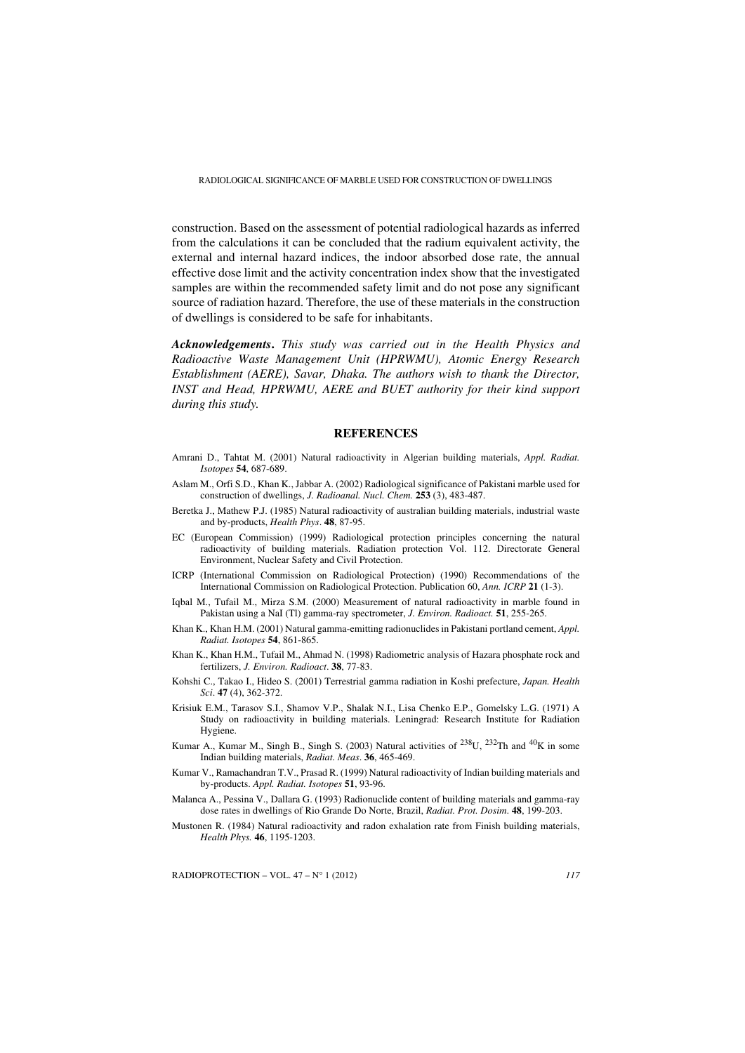construction. Based on the assessment of potential radiological hazards as inferred from the calculations it can be concluded that the radium equivalent activity, the external and internal hazard indices, the indoor absorbed dose rate, the annual effective dose limit and the activity concentration index show that the investigated samples are within the recommended safety limit and do not pose any significant source of radiation hazard. Therefore, the use of these materials in the construction of dwellings is considered to be safe for inhabitants.

***Acknowledgements****. This study was carried out in the Health Physics and Radioactive Waste Management Unit (HPRWMU), Atomic Energy Research Establishment (AERE), Savar, Dhaka. The authors wish to thank the Director, INST and Head, HPRWMU, AERE and BUET authority for their kind support during this study.*

## REFERENCES

Amrani D., Tahtat M. (2001) Natural radioactivity in Algerian building materials, *Appl. Radiat. Isotopes* **54**, 687-689.

Aslam M., Orfi S.D., Khan K., Jabbar A. (2002) Radiological significance of Pakistani marble used for construction of dwellings, *J. Radioanal. Nucl. Chem.* **253** (3), 483-487.

Beretka J., Mathew P.J. (1985) Natural radioactivity of australian building materials, industrial waste and by-products, *Health Phys*. **48**, 87-95.

EC (European Commission) (1999) Radiological protection principles concerning the natural radioactivity of building materials. Radiation protection Vol. 112. Directorate General Environment, Nuclear Safety and Civil Protection.

ICRP (International Commission on Radiological Protection) (1990) Recommendations of the International Commission on Radiological Protection. Publication 60, *Ann. ICRP* **21** (1-3).

Iqbal M., Tufail M., Mirza S.M. (2000) Measurement of natural radioactivity in marble found in Pakistan using a NaI (Tl) gamma-ray spectrometer, *J. Environ. Radioact.* **51**, 255-265.

Khan K., Khan H.M. (2001) Natural gamma-emitting radionuclides in Pakistani portland cement, *Appl. Radiat. Isotopes* **54**, 861-865.

Khan K., Khan H.M., Tufail M., Ahmad N. (1998) Radiometric analysis of Hazara phosphate rock and fertilizers, *J. Environ. Radioact*. **38**, 77-83.

Kohshi C., Takao I., Hideo S. (2001) Terrestrial gamma radiation in Koshi prefecture, *Japan. Health Sci*. **47** (4), 362-372.

Krisiuk E.M., Tarasov S.I., Shamov V.P., Shalak N.I., Lisa Chenko E.P., Gomelsky L.G. (1971) A Study on radioactivity in building materials. Leningrad: Research Institute for Radiation Hygiene.

Kumar A., Kumar M., Singh B., Singh S. (2003) Natural activities of $^{238}U$, $^{232}Th$ and $^{40}K$ in some Indian building materials, *Radiat. Meas*. **36**, 465-469.

Kumar V., Ramachandran T.V., Prasad R. (1999) Natural radioactivity of Indian building materials and by-products. *Appl. Radiat. Isotopes* **51**, 93-96.

Malanca A., Pessina V., Dallara G. (1993) Radionuclide content of building materials and gamma-ray dose rates in dwellings of Rio Grande Do Norte, Brazil, *Radiat. Prot. Dosim*. **48**, 199-203.

Mustonen R. (1984) Natural radioactivity and radon exhalation rate from Finish building materials, *Health Phys.* **46**, 1195-1203.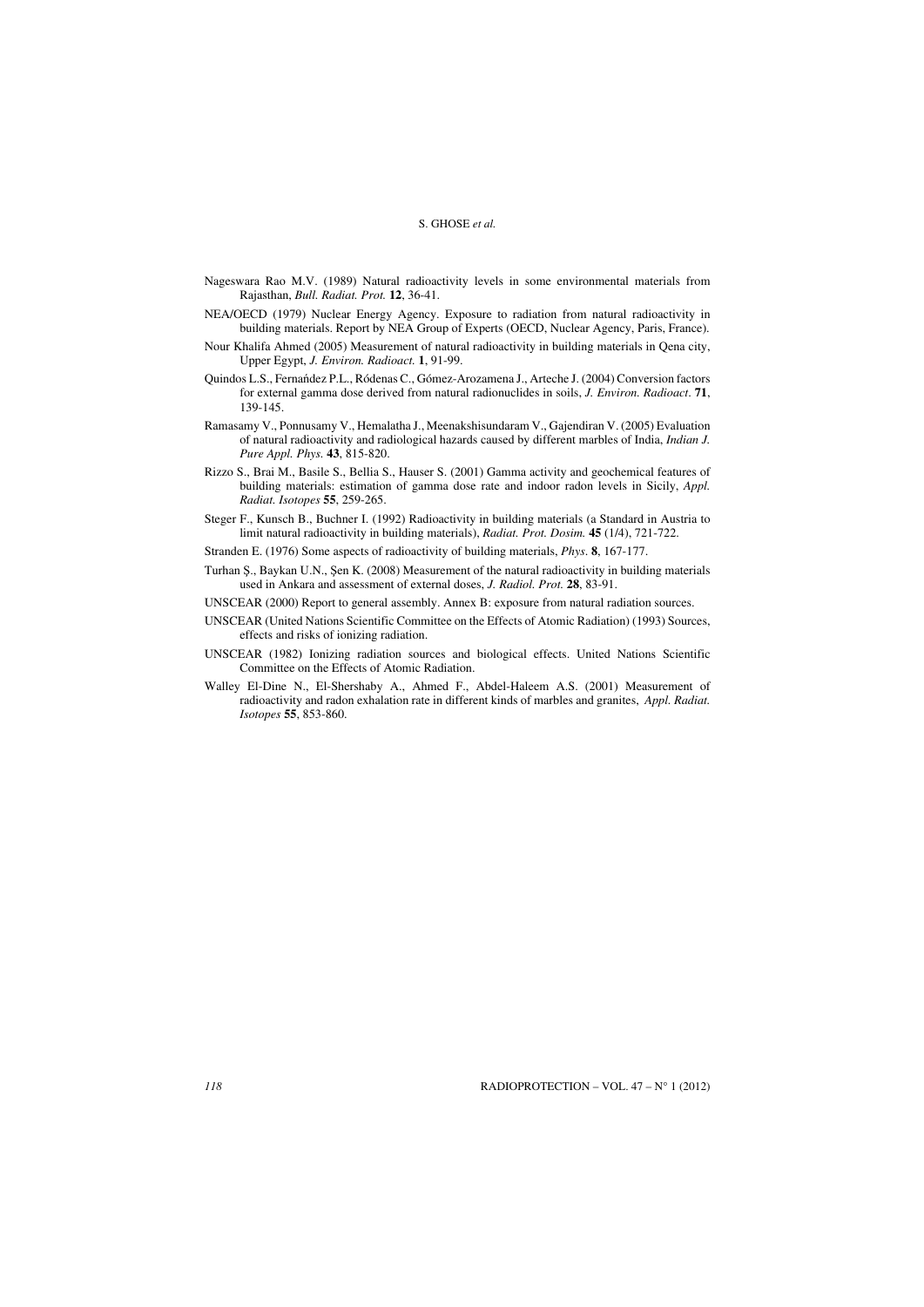Nageswara Rao M.V. (1989) Natural radioactivity levels in some environmental materials from Rajasthan, *Bull. Radiat. Prot.* **12**, 36-41.

NEA/OECD (1979) Nuclear Energy Agency. Exposure to radiation from natural radioactivity in building materials. Report by NEA Group of Experts (OECD, Nuclear Agency, Paris, France).

Nour Khalifa Ahmed (2005) Measurement of natural radioactivity in building materials in Qena city, Upper Egypt, *J. Environ. Radioact.* **1**, 91-99.

Quindos L.S., Fernańdez P.L., Ródenas C., Gómez-Arozamena J., Arteche J. (2004) Conversion factors for external gamma dose derived from natural radionuclides in soils, *J. Environ. Radioact*. **71**, 139-145.

Ramasamy V., Ponnusamy V., Hemalatha J., Meenakshisundaram V., Gajendiran V. (2005) Evaluation of natural radioactivity and radiological hazards caused by different marbles of India, *Indian J. Pure Appl. Phys.* **43**, 815-820.

Rizzo S., Brai M., Basile S., Bellia S., Hauser S. (2001) Gamma activity and geochemical features of building materials: estimation of gamma dose rate and indoor radon levels in Sicily, *Appl. Radiat. Isotopes* **55**, 259-265.

Steger F., Kunsch B., Buchner I. (1992) Radioactivity in building materials (a Standard in Austria to limit natural radioactivity in building materials), *Radiat. Prot. Dosim.* **45** (1/4), 721-722.

Stranden E. (1976) Some aspects of radioactivity of building materials, *Phys*. **8**, 167-177.

Turhan Ş., Baykan U.N., Şen K. (2008) Measurement of the natural radioactivity in building materials used in Ankara and assessment of external doses, *J. Radiol. Prot.* **28**, 83-91.

UNSCEAR (2000) Report to general assembly. Annex B: exposure from natural radiation sources.

UNSCEAR (United Nations Scientific Committee on the Effects of Atomic Radiation) (1993) Sources, effects and risks of ionizing radiation.

UNSCEAR (1982) Ionizing radiation sources and biological effects. United Nations Scientific Committee on the Effects of Atomic Radiation.

Walley El-Dine N., El-Shershaby A., Ahmed F., Abdel-Haleem A.S. (2001) Measurement of radioactivity and radon exhalation rate in different kinds of marbles and granites, *Appl. Radiat. Isotopes* **55**, 853-860.